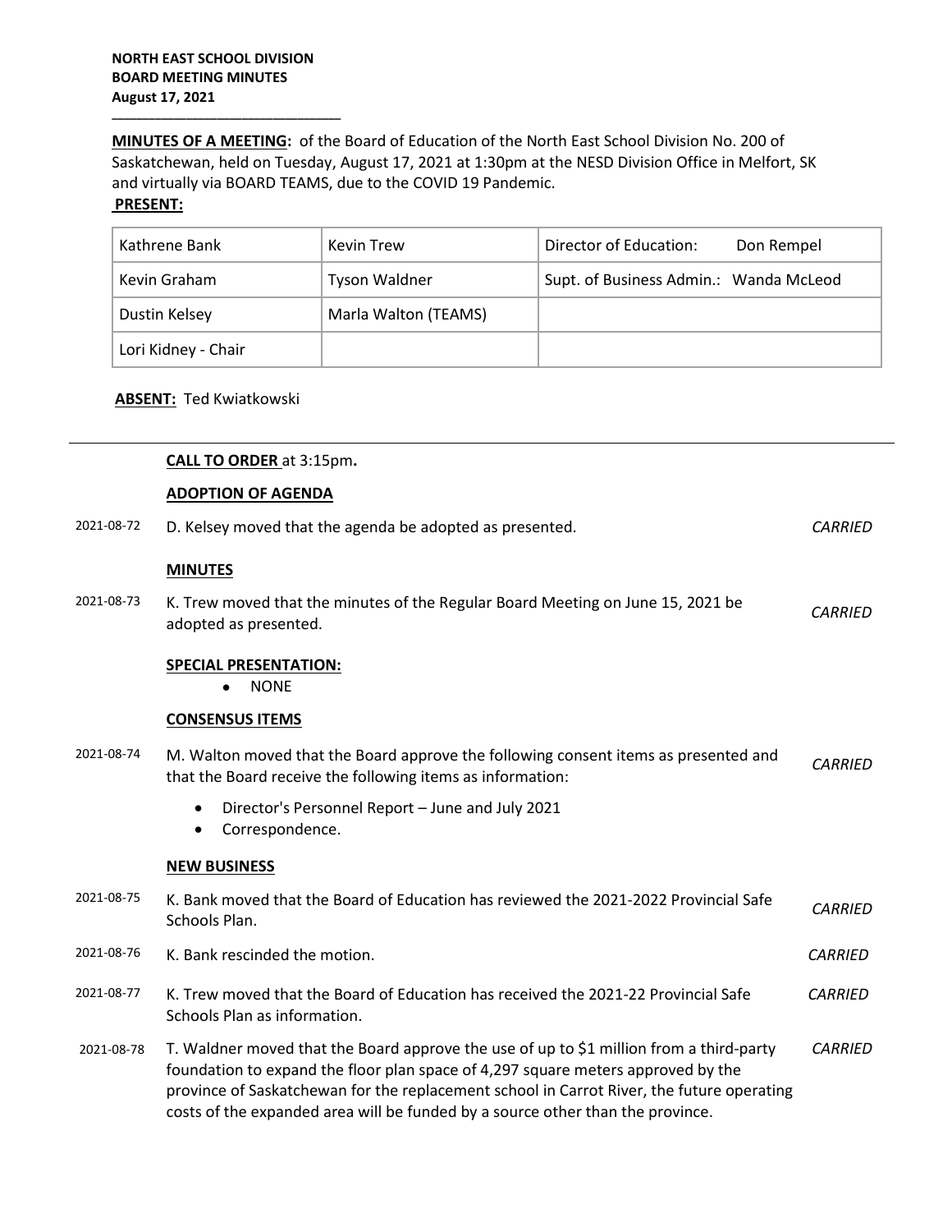**NORTH EAST SCHOOL DIVISION**
**BOARD MEETING MINUTES**
**August 17, 2021**

**MINUTES OF A MEETING:** of the Board of Education of the North East School Division No. 200 of Saskatchewan, held on Tuesday, August 17, 2021 at 1:30pm at the NESD Division Office in Melfort, SK and virtually via BOARD TEAMS, due to the COVID 19 Pandemic.

**PRESENT:**

| Kathrene Bank | Kevin Trew | Director of Education: Don Rempel |
|---|---|---|
| Kevin Graham | Tyson Waldner | Supt. of Business Admin.: Wanda McLeod |
| Dustin Kelsey | Marla Walton (TEAMS) | |
| Lori Kidney - Chair | | |

**ABSENT:** Ted Kwiatkowski

**CALL TO ORDER** at 3:15pm.

**ADOPTION OF AGENDA**

2021-08-72 D. Kelsey moved that the agenda be adopted as presented. *CARRIED*

**MINUTES**

2021-08-73 K. Trew moved that the minutes of the Regular Board Meeting on June 15, 2021 be adopted as presented. *CARRIED*

**SPECIAL PRESENTATION:**

- NONE

**CONSENSUS ITEMS**

2021-08-74 M. Walton moved that the Board approve the following consent items as presented and that the Board receive the following items as information: *CARRIED*

- Director's Personnel Report – June and July 2021
- Correspondence.

**NEW BUSINESS**

2021-08-75 K. Bank moved that the Board of Education has reviewed the 2021-2022 Provincial Safe Schools Plan. *CARRIED*

2021-08-76 K. Bank rescinded the motion. *CARRIED*

2021-08-77 K. Trew moved that the Board of Education has received the 2021-22 Provincial Safe Schools Plan as information. *CARRIED*

2021-08-78 T. Waldner moved that the Board approve the use of up to $1 million from a third-party foundation to expand the floor plan space of 4,297 square meters approved by the province of Saskatchewan for the replacement school in Carrot River, the future operating costs of the expanded area will be funded by a source other than the province. *CARRIED*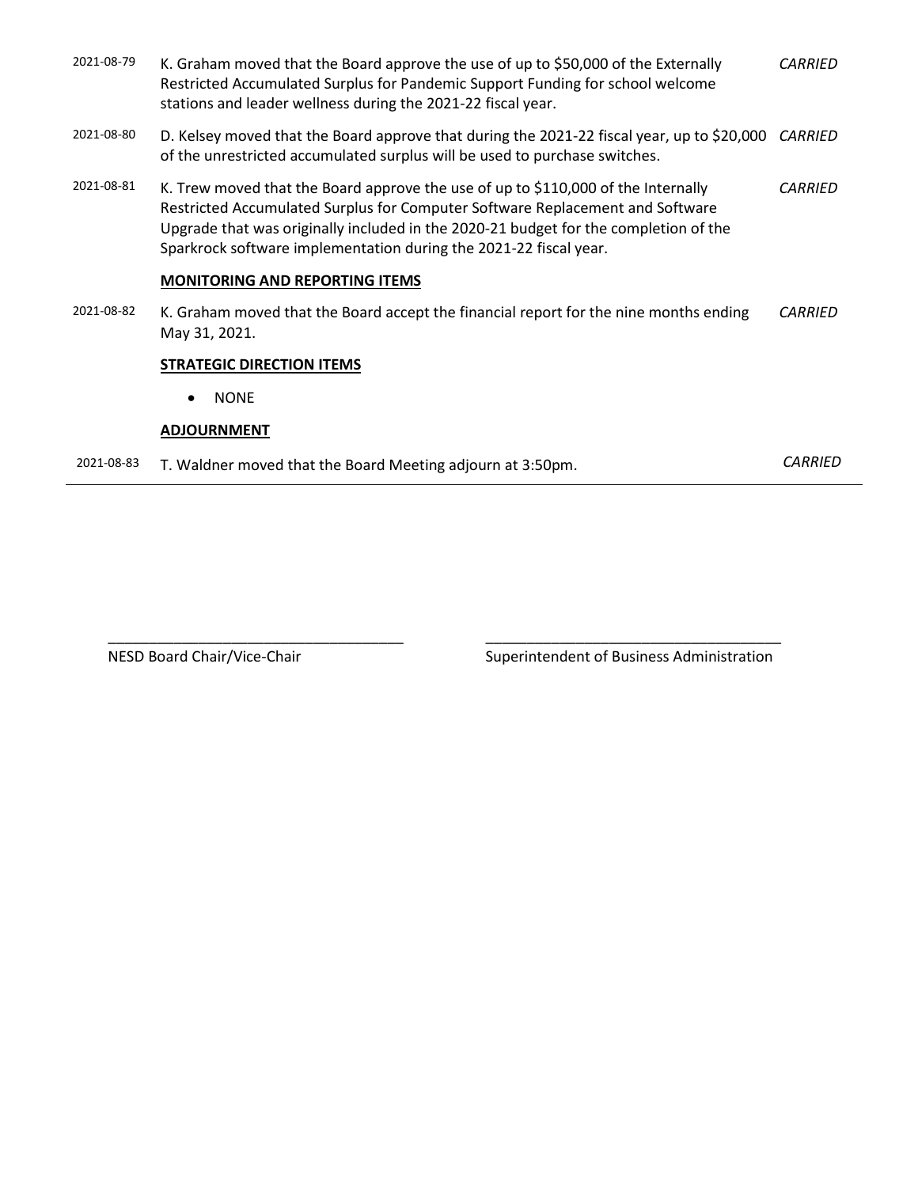| | | |
|---|---|---|
| 2021-08-79 | K. Graham moved that the Board approve the use of up to $50,000 of the Externally Restricted Accumulated Surplus for Pandemic Support Funding for school welcome stations and leader wellness during the 2021-22 fiscal year. | *CARRIED* |
| 2021-08-80 | D. Kelsey moved that the Board approve that during the 2021-22 fiscal year, up to $20,000 of the unrestricted accumulated surplus will be used to purchase switches. | *CARRIED* |
| 2021-08-81 | K. Trew moved that the Board approve the use of up to $110,000 of the Internally Restricted Accumulated Surplus for Computer Software Replacement and Software Upgrade that was originally included in the 2020-21 budget for the completion of the Sparkrock software implementation during the 2021-22 fiscal year. | *CARRIED* |

**MONITORING AND REPORTING ITEMS**

| | | |
|---|---|---|
| 2021-08-82 | K. Graham moved that the Board accept the financial report for the nine months ending May 31, 2021. | *CARRIED* |

**STRATEGIC DIRECTION ITEMS**

- NONE

**ADJOURNMENT**

| | | |
|---|---|---|
| 2021-08-83 | T. Waldner moved that the Board Meeting adjourn at 3:50pm. | *CARRIED* |

_____________________________________
NESD Board Chair/Vice-Chair

_____________________________________
Superintendent of Business Administration